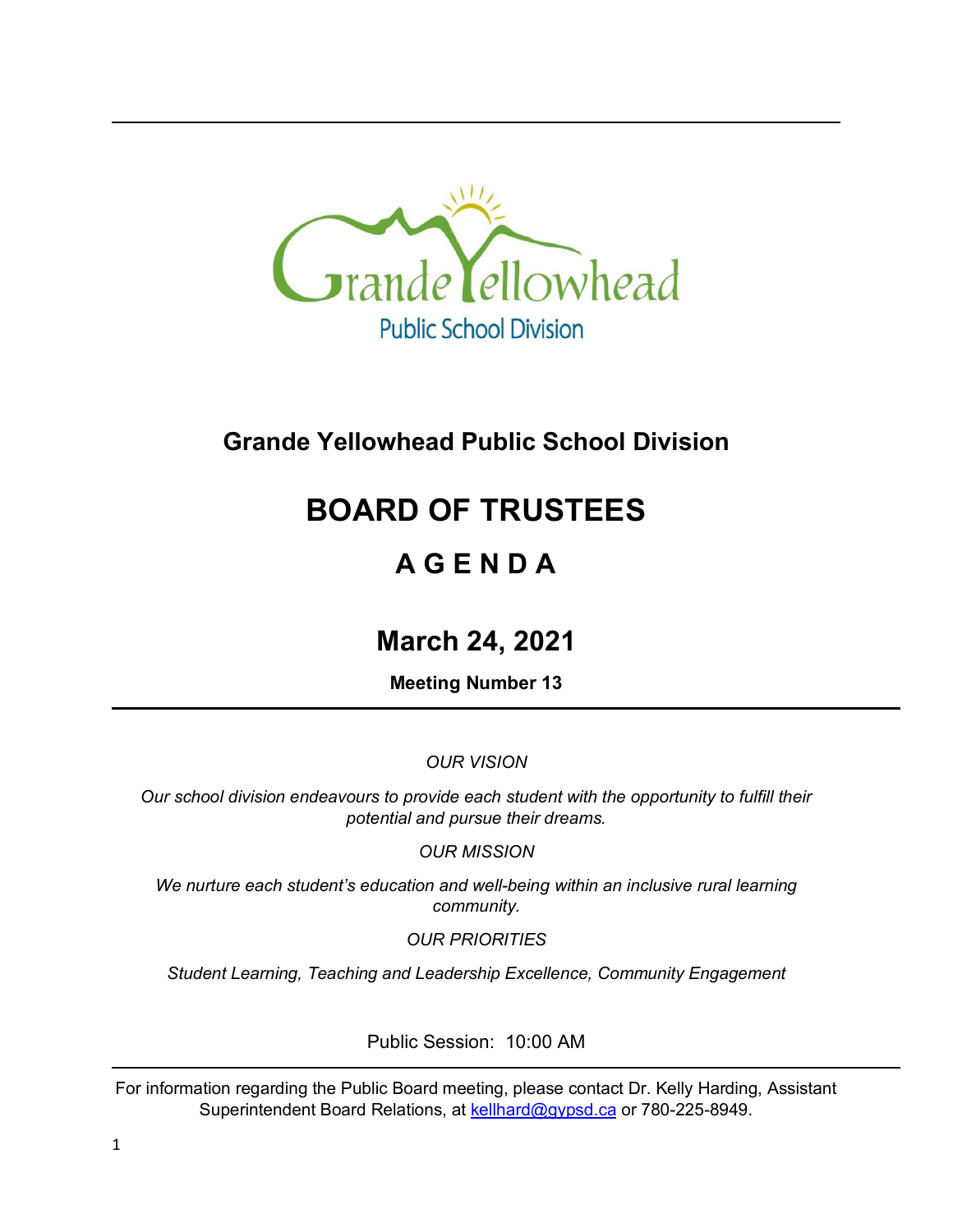# Grande Yellowhead Public School Division

# BOARD OF TRUSTEES

## A G E N D A

## March 24, 2021

**Meeting Number 13**

*OUR VISION*

*Our school division endeavours to provide each student with the opportunity to fulfill their potential and pursue their dreams.*

*OUR MISSION*

*We nurture each student's education and well-being within an inclusive rural learning community.*

*OUR PRIORITIES*

*Student Learning, Teaching and Leadership Excellence, Community Engagement*

Public Session: 10:00 AM

For information regarding the Public Board meeting, please contact Dr. Kelly Harding, Assistant Superintendent Board Relations, at kellhard@gypsd.ca or 780-225-8949.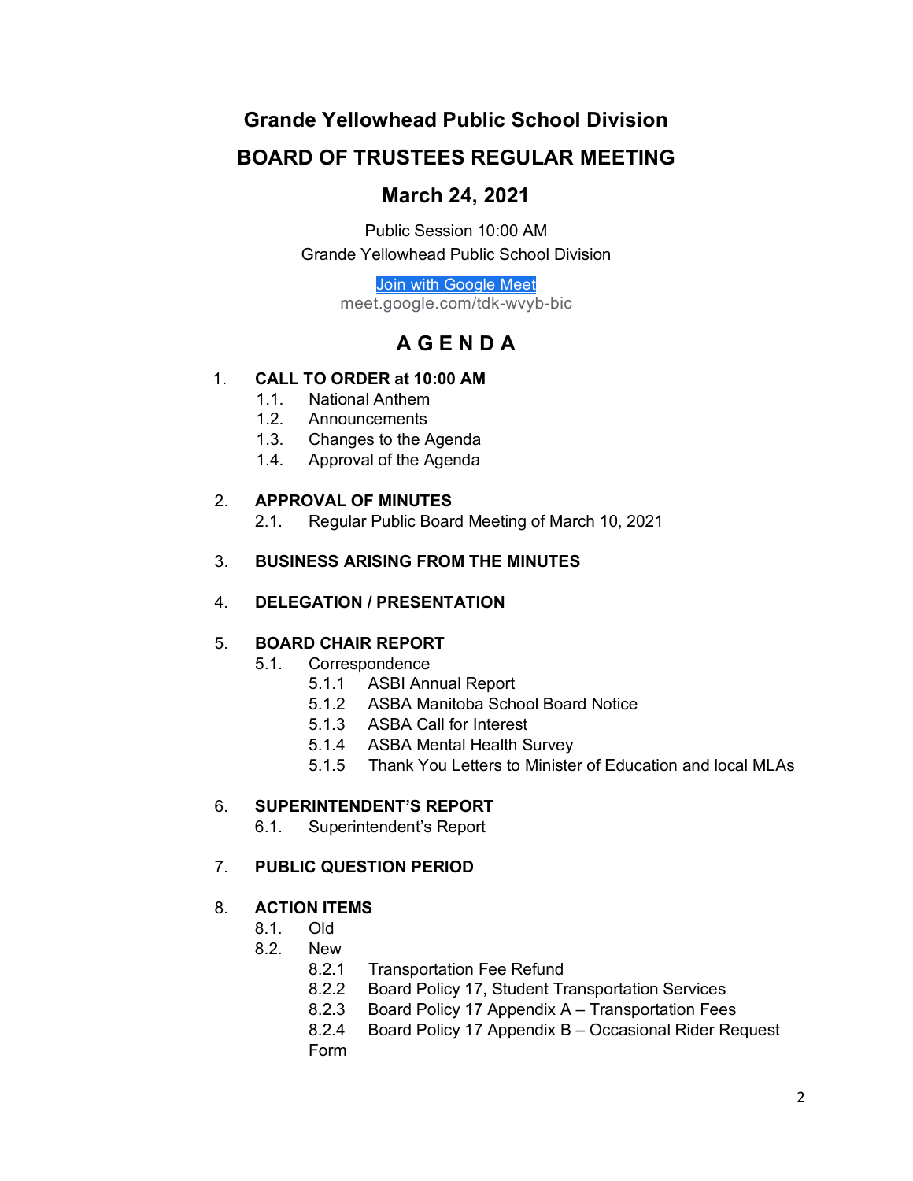# Grande Yellowhead Public School Division

## BOARD OF TRUSTEES REGULAR MEETING

## March 24, 2021

Public Session 10:00 AM
Grande Yellowhead Public School Division

[Join with Google Meet](https://meet.google.com/tdk-wvyb-bic)
meet.google.com/tdk-wvyb-bic

## A G E N D A

1. **CALL TO ORDER at 10:00 AM**
   - 1.1. National Anthem
   - 1.2. Announcements
   - 1.3. Changes to the Agenda
   - 1.4. Approval of the Agenda

2. **APPROVAL OF MINUTES**
   - 2.1. Regular Public Board Meeting of March 10, 2021

3. **BUSINESS ARISING FROM THE MINUTES**

4. **DELEGATION / PRESENTATION**

5. **BOARD CHAIR REPORT**
   - 5.1. Correspondence
     - 5.1.1 ASBI Annual Report
     - 5.1.2 ASBA Manitoba School Board Notice
     - 5.1.3 ASBA Call for Interest
     - 5.1.4 ASBA Mental Health Survey
     - 5.1.5 Thank You Letters to Minister of Education and local MLAs

6. **SUPERINTENDENT'S REPORT**
   - 6.1. Superintendent's Report

7. **PUBLIC QUESTION PERIOD**

8. **ACTION ITEMS**
   - 8.1. Old
   - 8.2. New
     - 8.2.1 Transportation Fee Refund
     - 8.2.2 Board Policy 17, Student Transportation Services
     - 8.2.3 Board Policy 17 Appendix A – Transportation Fees
     - 8.2.4 Board Policy 17 Appendix B – Occasional Rider Request Form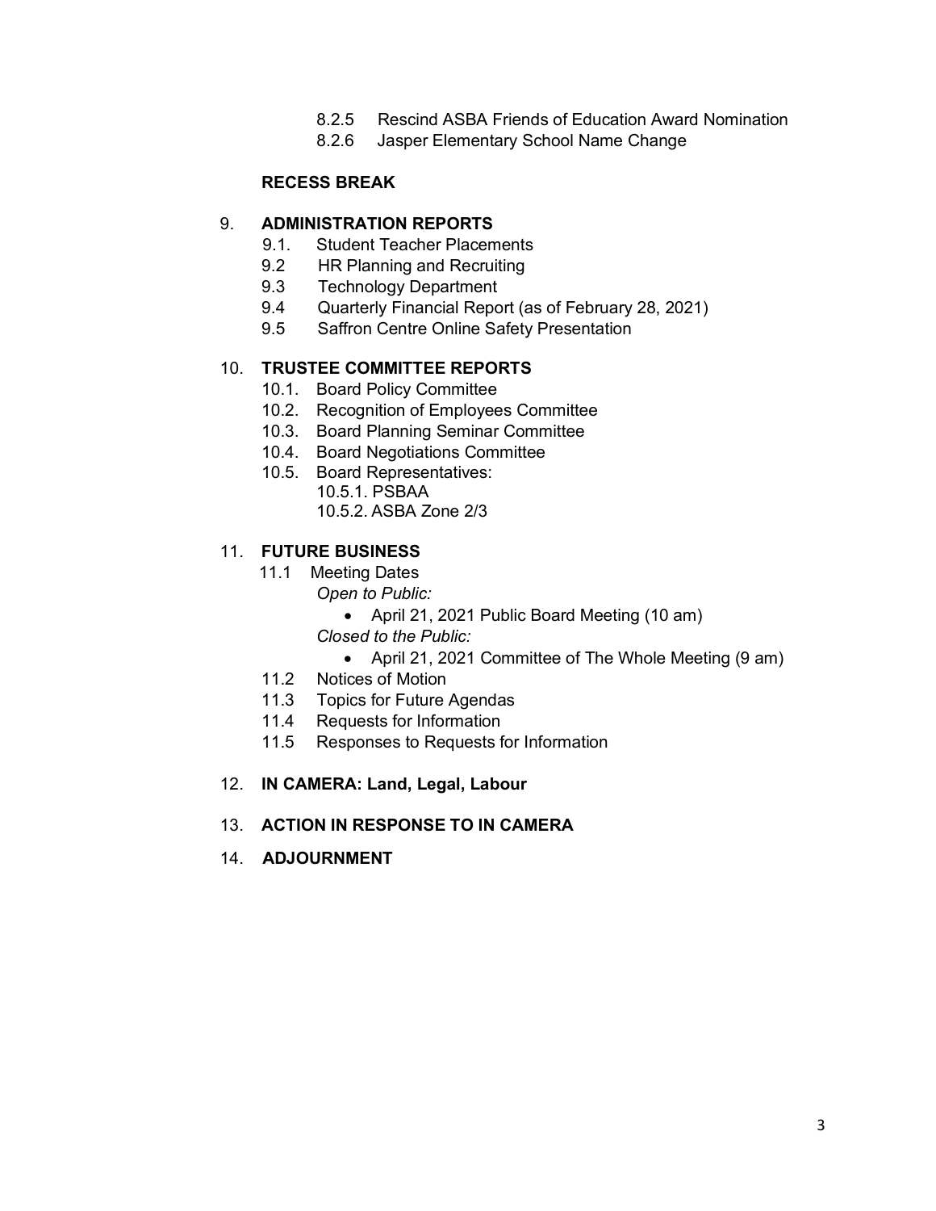8.2.5 Rescind ASBA Friends of Education Award Nomination
8.2.6 Jasper Elementary School Name Change

**RECESS BREAK**

9. **ADMINISTRATION REPORTS**
   - 9.1. Student Teacher Placements
   - 9.2 HR Planning and Recruiting
   - 9.3 Technology Department
   - 9.4 Quarterly Financial Report (as of February 28, 2021)
   - 9.5 Saffron Centre Online Safety Presentation

10. **TRUSTEE COMMITTEE REPORTS**
   - 10.1. Board Policy Committee
   - 10.2. Recognition of Employees Committee
   - 10.3. Board Planning Seminar Committee
   - 10.4. Board Negotiations Committee
   - 10.5. Board Representatives:
     - 10.5.1. PSBAA
     - 10.5.2. ASBA Zone 2/3

11. **FUTURE BUSINESS**
   - 11.1 Meeting Dates

     *Open to Public:*
     - April 21, 2021 Public Board Meeting (10 am)

     *Closed to the Public:*
     - April 21, 2021 Committee of The Whole Meeting (9 am)
   - 11.2 Notices of Motion
   - 11.3 Topics for Future Agendas
   - 11.4 Requests for Information
   - 11.5 Responses to Requests for Information

12. **IN CAMERA: Land, Legal, Labour**

13. **ACTION IN RESPONSE TO IN CAMERA**

14. **ADJOURNMENT**